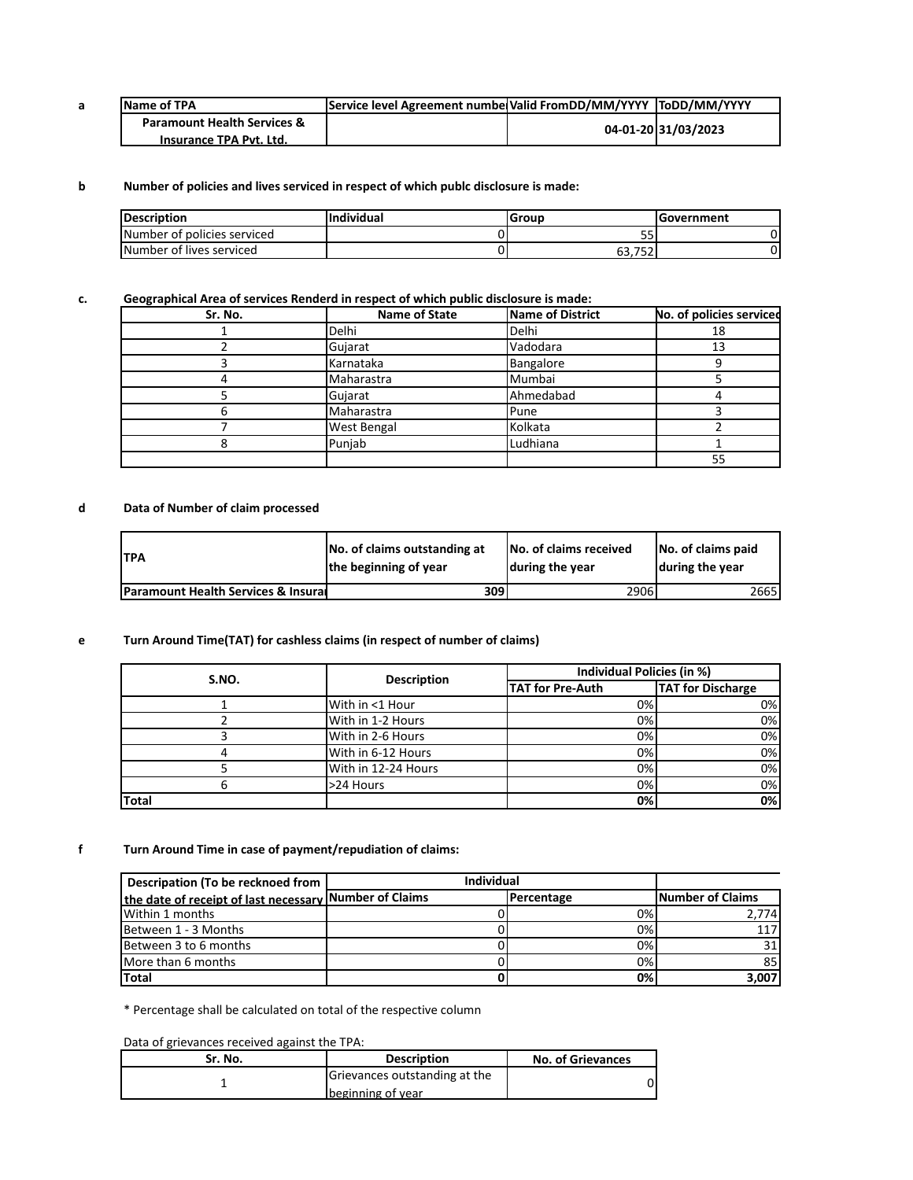**a**

| Name of TPA | Service level Agreement number | Valid FromDD/MM/YYYY | ToDD/MM/YYYY |
|---|---|---|---|
| Paramount Health Services & Insurance TPA Pvt. Ltd. | | 04-01-20 | 31/03/2023 |

**b** **Number of policies and lives serviced in respect of which publc disclosure is made:**

| Description | Individual | Group | Government |
|---|---|---|---|
| Number of policies serviced | 0 | 55 | 0 |
| Number of lives serviced | 0 | 63,752 | 0 |

**c.** **Geographical Area of services Renderd in respect of which public disclosure is made:**

| Sr. No. | Name of State | Name of District | No. of policies serviced |
|---|---|---|---|
| 1 | Delhi | Delhi | 18 |
| 2 | Gujarat | Vadodara | 13 |
| 3 | Karnataka | Bangalore | 9 |
| 4 | Maharastra | Mumbai | 5 |
| 5 | Gujarat | Ahmedabad | 4 |
| 6 | Maharastra | Pune | 3 |
| 7 | West Bengal | Kolkata | 2 |
| 8 | Punjab | Ludhiana | 1 |
| | | | 55 |

**d** **Data of Number of claim processed**

| TPA | No. of claims outstanding at the beginning of year | No. of claims received during the year | No. of claims paid during the year |
|---|---|---|---|
| Paramount Health Services & Insurai | 309 | 2906 | 2665 |

**e** **Turn Around Time(TAT) for cashless claims (in respect of number of claims)**

| S.NO. | Description | Individual Policies (in %) | |
|---|---|---|---|
| | | TAT for Pre-Auth | TAT for Discharge |
| 1 | With in <1 Hour | 0% | 0% |
| 2 | With in 1-2 Hours | 0% | 0% |
| 3 | With in 2-6 Hours | 0% | 0% |
| 4 | With in 6-12 Hours | 0% | 0% |
| 5 | With in 12-24 Hours | 0% | 0% |
| 6 | >24 Hours | 0% | 0% |
| **Total** | | **0%** | **0%** |

**f** **Turn Around Time in case of payment/repudiation of claims:**

| Descripation (To be recknoed from the date of receipt of last necessary | Individual | | |
|---|---|---|---|
| | Number of Claims | Percentage | Number of Claims |
| Within 1 months | 0 | 0% | 2,774 |
| Between 1 - 3 Months | 0 | 0% | 117 |
| Between 3 to 6 months | 0 | 0% | 31 |
| More than 6 months | 0 | 0% | 85 |
| **Total** | **0** | **0%** | **3,007** |

\* Percentage shall be calculated on total of the respective column

Data of grievances received against the TPA:

| Sr. No. | Description | No. of Grievances |
|---|---|---|
| 1 | Grievances outstanding at the beginning of year | 0 |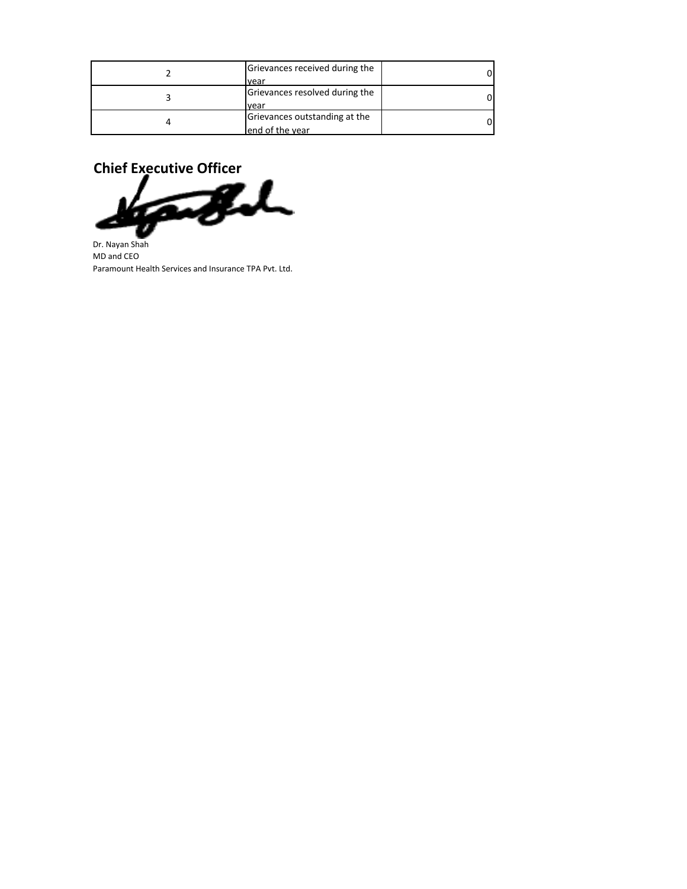| | | |
|---|---|---|
| 2 | Grievances received during the year | 0 |
| 3 | Grievances resolved during the year | 0 |
| 4 | Grievances outstanding at the end of the year | 0 |

**Chief Executive Officer**

Dr. Nayan Shah
MD and CEO
Paramount Health Services and Insurance TPA Pvt. Ltd.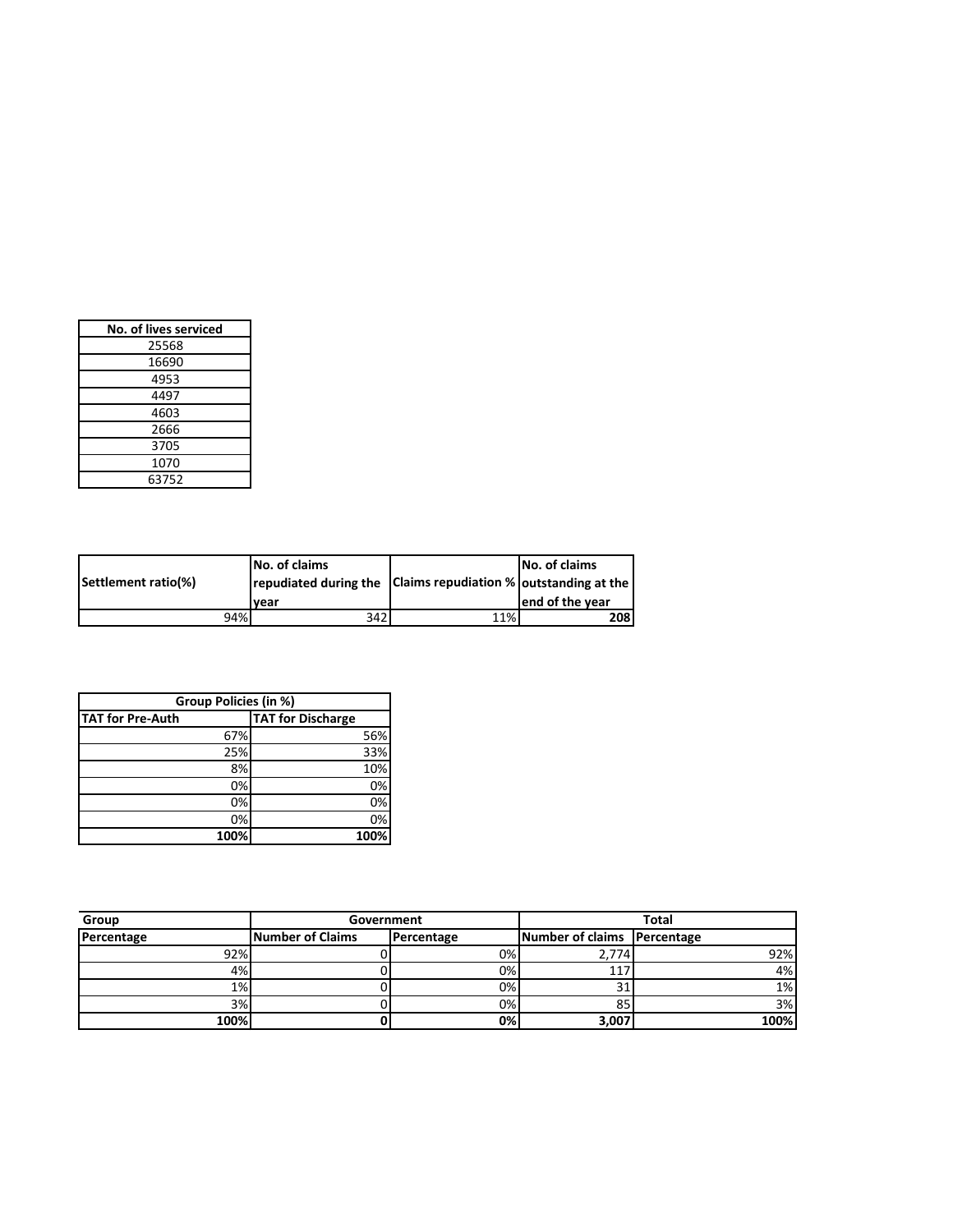| No. of lives serviced |
|---|
| 25568 |
| 16690 |
| 4953 |
| 4497 |
| 4603 |
| 2666 |
| 3705 |
| 1070 |
| 63752 |

| Settlement ratio(%) | No. of claims repudiated during the year | Claims repudiation % | No. of claims outstanding at the end of the year |
|---|---|---|---|
| 94% | 342 | 11% | **208** |

| Group Policies (in %) | |
|---|---|
| **TAT for Pre-Auth** | **TAT for Discharge** |
| 67% | 56% |
| 25% | 33% |
| 8% | 10% |
| 0% | 0% |
| 0% | 0% |
| 0% | 0% |
| **100%** | **100%** |

| Group | Government | | Total | |
|---|---|---|---|---|
| **Percentage** | **Number of Claims** | **Percentage** | **Number of claims** | **Percentage** |
| 92% | 0 | 0% | 2,774 | 92% |
| 4% | 0 | 0% | 117 | 4% |
| 1% | 0 | 0% | 31 | 1% |
| 3% | 0 | 0% | 85 | 3% |
| **100%** | **0** | **0%** | **3,007** | **100%** |